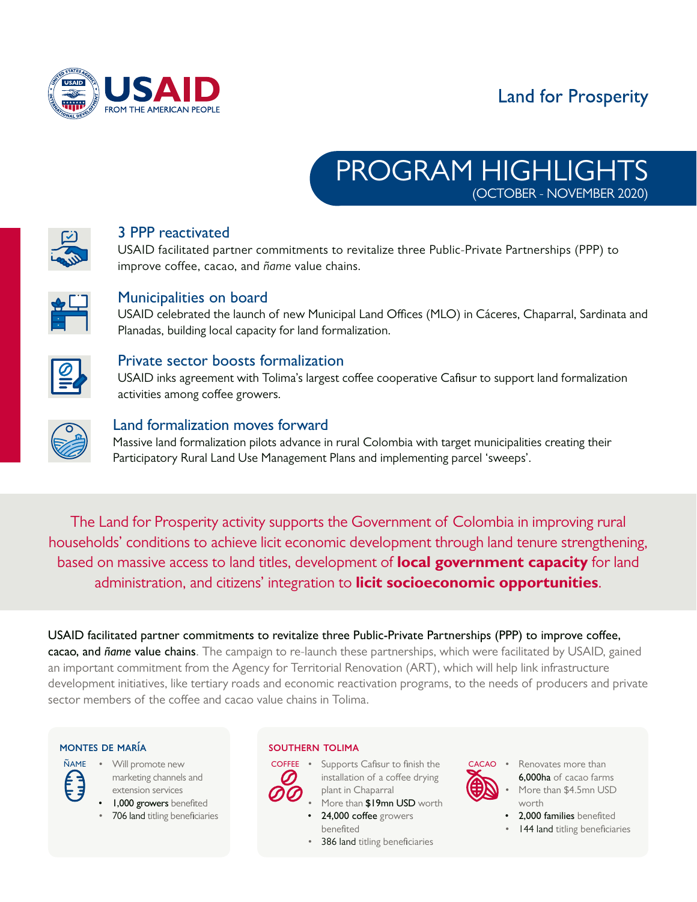USAID
FROM THE AMERICAN PEOPLE

Land for Prosperity

# PROGRAM HIGHLIGHTS
(OCTOBER - NOVEMBER 2020)

### 3 PPP reactivated

USAID facilitated partner commitments to revitalize three Public-Private Partnerships (PPP) to improve coffee, cacao, and *ñame* value chains.

### Municipalities on board

USAID celebrated the launch of new Municipal Land Offices (MLO) in Cáceres, Chaparral, Sardinata and Planadas, building local capacity for land formalization.

### Private sector boosts formalization

USAID inks agreement with Tolima's largest coffee cooperative Cafisur to support land formalization activities among coffee growers.

### Land formalization moves forward

Massive land formalization pilots advance in rural Colombia with target municipalities creating their Participatory Rural Land Use Management Plans and implementing parcel 'sweeps'.

The Land for Prosperity activity supports the Government of Colombia in improving rural households' conditions to achieve licit economic development through land tenure strengthening, based on massive access to land titles, development of **local government capacity** for land administration, and citizens' integration to **licit socioeconomic opportunities**.

**USAID facilitated partner commitments to revitalize three Public-Private Partnerships (PPP) to improve coffee, cacao, and *ñame* value chains**. The campaign to re-launch these partnerships, which were facilitated by USAID, gained an important commitment from the Agency for Territorial Renovation (ART), which will help link infrastructure development initiatives, like tertiary roads and economic reactivation programs, to the needs of producers and private sector members of the coffee and cacao value chains in Tolima.

#### MONTES DE MARÍA

ÑAME

- Will promote new marketing channels and extension services
- **1,000 growers** benefited
- **706 land** titling beneficiaries

#### SOUTHERN TOLIMA

COFFEE

- Supports Cafisur to finish the installation of a coffee drying plant in Chaparral
- More than **$19mn USD** worth
- **24,000 coffee** growers benefited
- **386 land** titling beneficiaries

CACAO

- Renovates more than **6,000ha** of cacao farms
- More than $4.5mn USD worth
- **2,000 families** benefited
- **144 land** titling beneficiaries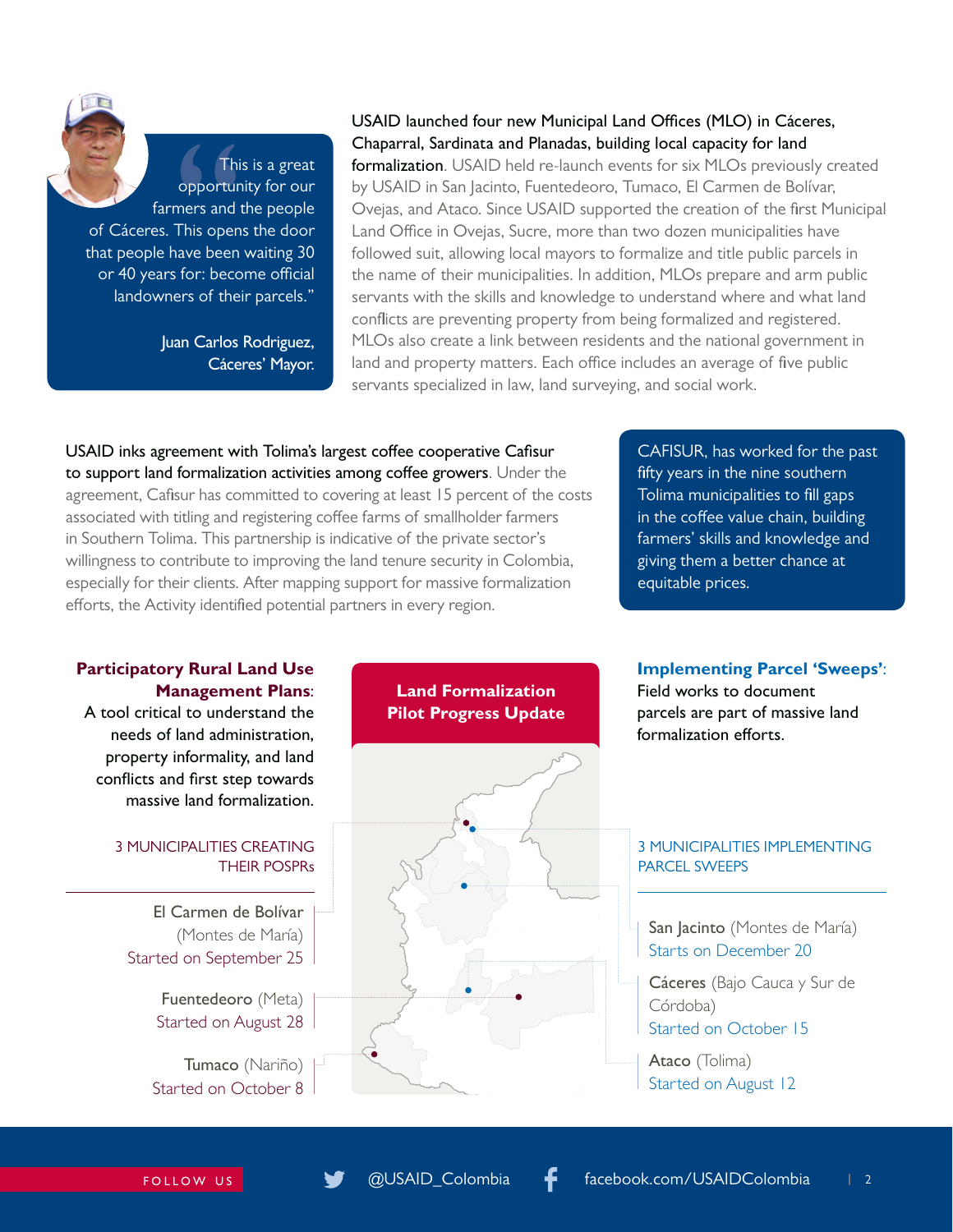> "This is a great opportunity for our farmers and the people of Cáceres. This opens the door that people have been waiting 30 or 40 years for: become official landowners of their parcels."
>
> Juan Carlos Rodriguez, Cáceres' Mayor.

**USAID launched four new Municipal Land Offices (MLO) in Cáceres, Chaparral, Sardinata and Planadas, building local capacity for land formalization**. USAID held re-launch events for six MLOs previously created by USAID in San Jacinto, Fuentedeoro, Tumaco, El Carmen de Bolívar, Ovejas, and Ataco. Since USAID supported the creation of the first Municipal Land Office in Ovejas, Sucre, more than two dozen municipalities have followed suit, allowing local mayors to formalize and title public parcels in the name of their municipalities. In addition, MLOs prepare and arm public servants with the skills and knowledge to understand where and what land conflicts are preventing property from being formalized and registered. MLOs also create a link between residents and the national government in land and property matters. Each office includes an average of five public servants specialized in law, land surveying, and social work.

**USAID inks agreement with Tolima's largest coffee cooperative Cafisur to support land formalization activities among coffee growers**. Under the agreement, Cafisur has committed to covering at least 15 percent of the costs associated with titling and registering coffee farms of smallholder farmers in Southern Tolima. This partnership is indicative of the private sector's willingness to contribute to improving the land tenure security in Colombia, especially for their clients. After mapping support for massive formalization efforts, the Activity identified potential partners in every region.

> CAFISUR, has worked for the past fifty years in the nine southern Tolima municipalities to fill gaps in the coffee value chain, building farmers' skills and knowledge and giving them a better chance at equitable prices.

## Land Formalization Pilot Progress Update

**Participatory Rural Land Use Management Plans**: A tool critical to understand the needs of land administration, property informality, and land conflicts and first step towards massive land formalization.

3 MUNICIPALITIES CREATING THEIR POSPRs

- **El Carmen de Bolívar** (Montes de María) Started on September 25
- **Fuentedeoro** (Meta) Started on August 28
- **Tumaco** (Nariño) Started on October 8

**Implementing Parcel 'Sweeps'**: Field works to document parcels are part of massive land formalization efforts.

3 MUNICIPALITIES IMPLEMENTING PARCEL SWEEPS

- **San Jacinto** (Montes de María) Starts on December 20
- **Cáceres** (Bajo Cauca y Sur de Córdoba) Started on October 15
- **Ataco** (Tolima) Started on August 12

FOLLOW US @USAID_Colombia facebook.com/USAIDColombia